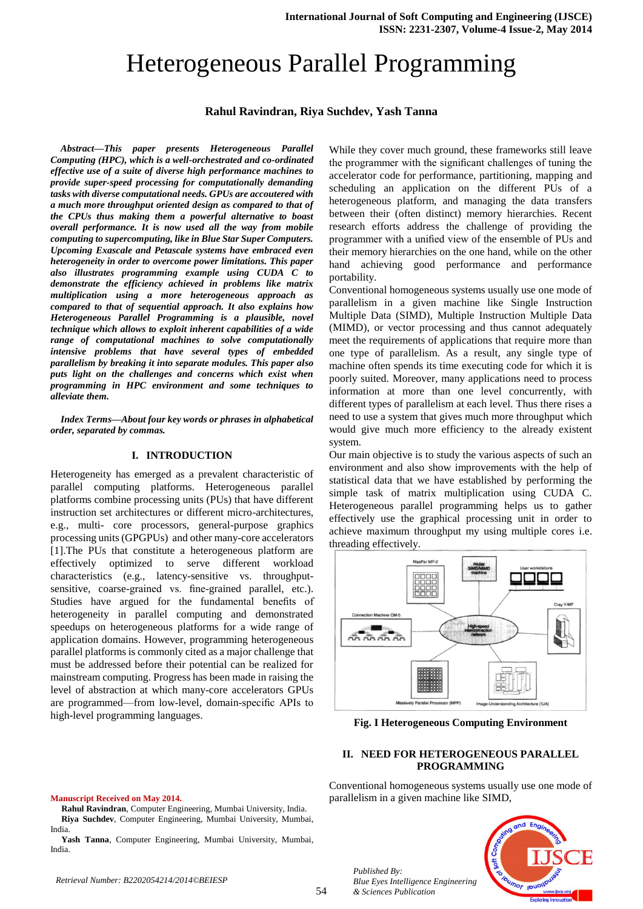# Heterogeneous Parallel Programming

**Rahul Ravindran, Riya Suchdev, Yash Tanna**

***Abstract—This paper presents Heterogeneous Parallel Computing (HPC), which is a well-orchestrated and co-ordinated effective use of a suite of diverse high performance machines to provide super-speed processing for computationally demanding tasks with diverse computational needs. GPUs are accoutered with a much more throughput oriented design as compared to that of the CPUs thus making them a powerful alternative to boast overall performance. It is now used all the way from mobile computing to supercomputing, like in Blue Star Super Computers. Upcoming Exascale and Petascale systems have embraced even heterogeneity in order to overcome power limitations. This paper also illustrates programming example using CUDA C to demonstrate the efficiency achieved in problems like matrix multiplication using a more heterogeneous approach as compared to that of sequential approach. It also explains how Heterogeneous Parallel Programming is a plausible, novel technique which allows to exploit inherent capabilities of a wide range of computational machines to solve computationally intensive problems that have several types of embedded parallelism by breaking it into separate modules. This paper also puts light on the challenges and concerns which exist when programming in HPC environment and some techniques to alleviate them.***

***Index Terms—About four key words or phrases in alphabetical order, separated by commas.***

## I. INTRODUCTION

Heterogeneity has emerged as a prevalent characteristic of parallel computing platforms. Heterogeneous parallel platforms combine processing units (PUs) that have different instruction set architectures or different micro-architectures, e.g., multi- core processors, general-purpose graphics processing units (GPGPUs) and other many-core accelerators [1].The PUs that constitute a heterogeneous platform are effectively optimized to serve different workload characteristics (e.g., latency-sensitive vs. throughput-sensitive, coarse-grained vs. fine-grained parallel, etc.). Studies have argued for the fundamental benefits of heterogeneity in parallel computing and demonstrated speedups on heterogeneous platforms for a wide range of application domains. However, programming heterogeneous parallel platforms is commonly cited as a major challenge that must be addressed before their potential can be realized for mainstream computing. Progress has been made in raising the level of abstraction at which many-core accelerators GPUs are programmed—from low-level, domain-specific APIs to high-level programming languages.

While they cover much ground, these frameworks still leave the programmer with the significant challenges of tuning the accelerator code for performance, partitioning, mapping and scheduling an application on the different PUs of a heterogeneous platform, and managing the data transfers between their (often distinct) memory hierarchies. Recent research efforts address the challenge of providing the programmer with a unified view of the ensemble of PUs and their memory hierarchies on the one hand, while on the other hand achieving good performance and performance portability.

Conventional homogeneous systems usually use one mode of parallelism in a given machine like Single Instruction Multiple Data (SIMD), Multiple Instruction Multiple Data (MIMD), or vector processing and thus cannot adequately meet the requirements of applications that require more than one type of parallelism. As a result, any single type of machine often spends its time executing code for which it is poorly suited. Moreover, many applications need to process information at more than one level concurrently, with different types of parallelism at each level. Thus there rises a need to use a system that gives much more throughput which would give much more efficiency to the already existent system.

Our main objective is to study the various aspects of such an environment and also show improvements with the help of statistical data that we have established by performing the simple task of matrix multiplication using CUDA C. Heterogeneous parallel programming helps us to gather effectively use the graphical processing unit in order to achieve maximum throughput my using multiple cores i.e. threading effectively.

**Fig. I Heterogeneous Computing Environment**

## II. NEED FOR HETEROGENEOUS PARALLEL PROGRAMMING

Conventional homogeneous systems usually use one mode of parallelism in a given machine like SIMD,

**Manuscript Received on May 2014.**

**Rahul Ravindran**, Computer Engineering, Mumbai University, India.

**Riya Suchdev**, Computer Engineering, Mumbai University, Mumbai, India.

**Yash Tanna**, Computer Engineering, Mumbai University, Mumbai, India.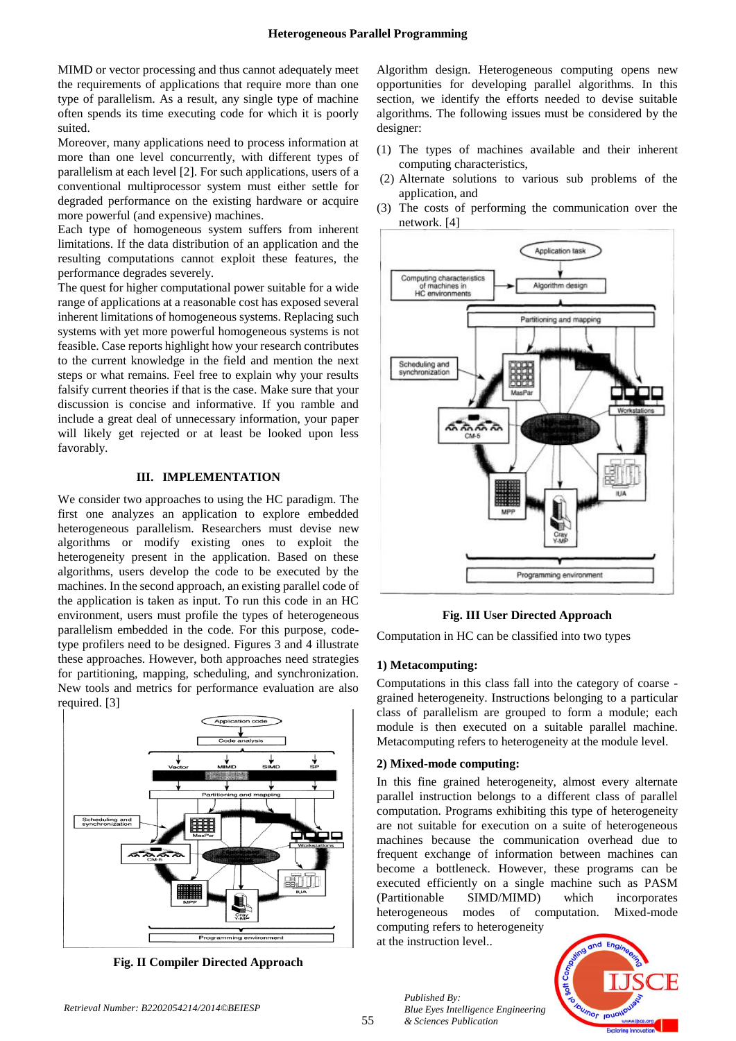MIMD or vector processing and thus cannot adequately meet the requirements of applications that require more than one type of parallelism. As a result, any single type of machine often spends its time executing code for which it is poorly suited.

Moreover, many applications need to process information at more than one level concurrently, with different types of parallelism at each level [2]. For such applications, users of a conventional multiprocessor system must either settle for degraded performance on the existing hardware or acquire more powerful (and expensive) machines.

Each type of homogeneous system suffers from inherent limitations. If the data distribution of an application and the resulting computations cannot exploit these features, the performance degrades severely.

The quest for higher computational power suitable for a wide range of applications at a reasonable cost has exposed several inherent limitations of homogeneous systems. Replacing such systems with yet more powerful homogeneous systems is not feasible. Case reports highlight how your research contributes to the current knowledge in the field and mention the next steps or what remains. Feel free to explain why your results falsify current theories if that is the case. Make sure that your discussion is concise and informative. If you ramble and include a great deal of unnecessary information, your paper will likely get rejected or at least be looked upon less favorably.

## III. IMPLEMENTATION

We consider two approaches to using the HC paradigm. The first one analyzes an application to explore embedded heterogeneous parallelism. Researchers must devise new algorithms or modify existing ones to exploit the heterogeneity present in the application. Based on these algorithms, users develop the code to be executed by the machines. In the second approach, an existing parallel code of the application is taken as input. To run this code in an HC environment, users must profile the types of heterogeneous parallelism embedded in the code. For this purpose, code-type profilers need to be designed. Figures 3 and 4 illustrate these approaches. However, both approaches need strategies for partitioning, mapping, scheduling, and synchronization. New tools and metrics for performance evaluation are also required. [3]

**Fig. II Compiler Directed Approach**

Algorithm design. Heterogeneous computing opens new opportunities for developing parallel algorithms. In this section, we identify the efforts needed to devise suitable algorithms. The following issues must be considered by the designer:

(1) The types of machines available and their inherent computing characteristics,

(2) Alternate solutions to various sub problems of the application, and

(3) The costs of performing the communication over the network. [4]

**Fig. III User Directed Approach**

Computation in HC can be classified into two types

### 1) Metacomputing:

Computations in this class fall into the category of coarse - grained heterogeneity. Instructions belonging to a particular class of parallelism are grouped to form a module; each module is then executed on a suitable parallel machine. Metacomputing refers to heterogeneity at the module level.

### 2) Mixed-mode computing:

In this fine grained heterogeneity, almost every alternate parallel instruction belongs to a different class of parallel computation. Programs exhibiting this type of heterogeneity are not suitable for execution on a suite of heterogeneous machines because the communication overhead due to frequent exchange of information between machines can become a bottleneck. However, these programs can be executed efficiently on a single machine such as PASM (Partitionable SIMD/MIMD) which incorporates heterogeneous modes of computation. Mixed-mode computing refers to heterogeneity at the instruction level..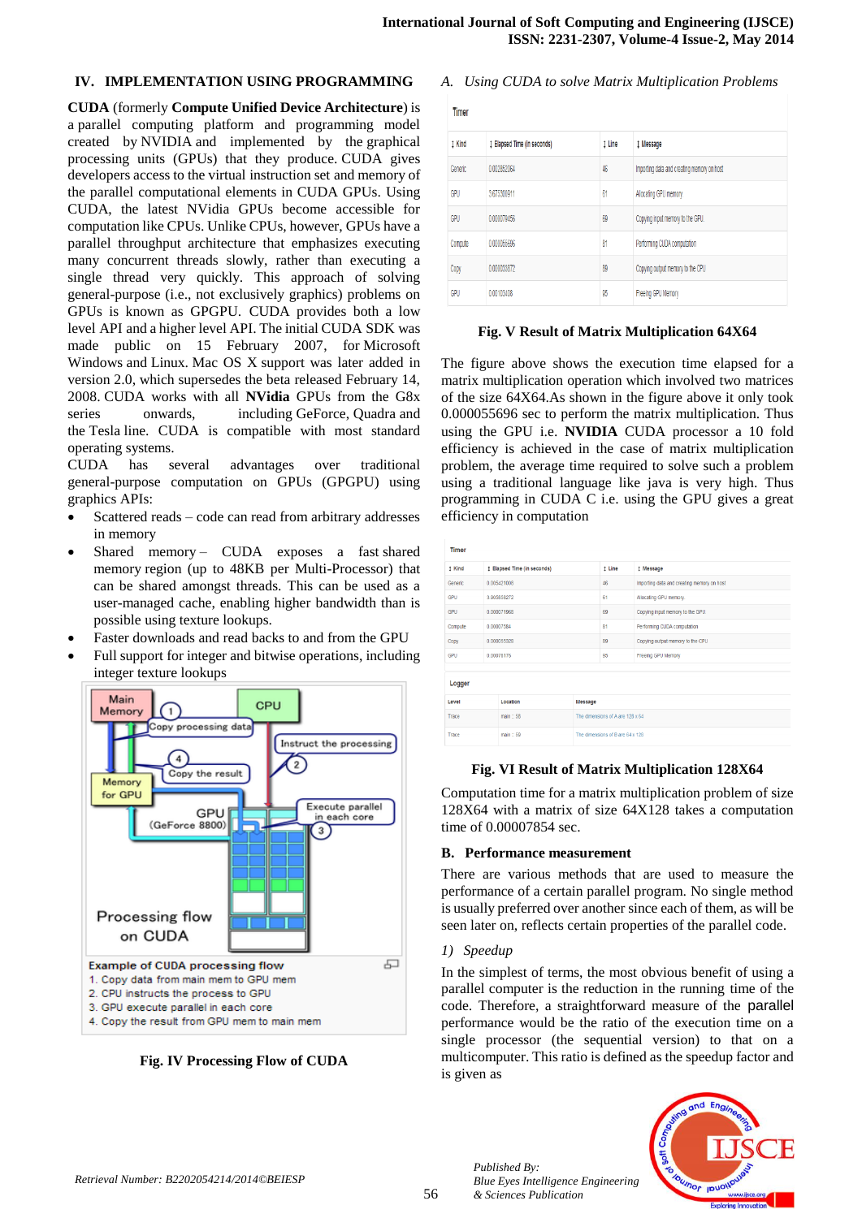## IV. IMPLEMENTATION USING PROGRAMMING

**CUDA** (formerly **Compute Unified Device Architecture**) is a parallel computing platform and programming model created by NVIDIA and implemented by the graphical processing units (GPUs) that they produce. CUDA gives developers access to the virtual instruction set and memory of the parallel computational elements in CUDA GPUs. Using CUDA, the latest NVidia GPUs become accessible for computation like CPUs. Unlike CPUs, however, GPUs have a parallel throughput architecture that emphasizes executing many concurrent threads slowly, rather than executing a single thread very quickly. This approach of solving general-purpose (i.e., not exclusively graphics) problems on GPUs is known as GPGPU. CUDA provides both a low level API and a higher level API. The initial CUDA SDK was made public on 15 February 2007, for Microsoft Windows and Linux. Mac OS X support was later added in version 2.0, which supersedes the beta released February 14, 2008. CUDA works with all **NVidia** GPUs from the G8x series onwards, including GeForce, Quadra and the Tesla line. CUDA is compatible with most standard operating systems.

CUDA has several advantages over traditional general-purpose computation on GPUs (GPGPU) using graphics APIs:

- Scattered reads – code can read from arbitrary addresses in memory
- Shared memory – CUDA exposes a fast shared memory region (up to 48KB per Multi-Processor) that can be shared amongst threads. This can be used as a user-managed cache, enabling higher bandwidth than is possible using texture lookups.
- Faster downloads and read backs to and from the GPU
- Full support for integer and bitwise operations, including integer texture lookups

Example of CUDA processing flow
1. Copy data from main mem to GPU mem
2. CPU instructs the process to GPU
3. GPU execute parallel in each core
4. Copy the result from GPU mem to main mem

**Fig. IV Processing Flow of CUDA**

### A. Using CUDA to solve Matrix Multiplication Problems

Timer

| Kind | Elapsed Time (in seconds) | Line | Message |
|---|---|---|---|
| Generic | 0.002852064 | 46 | Importing data and creating memory on host |
| GPU | 3.673300911 | 61 | Allocating GPU memory. |
| GPU | 0.000079456 | 69 | Copying input memory to the GPU. |
| Compute | 0.000055696 | 81 | Performing CUDA computation |
| Copy | 0.000030272 | 89 | Copying output memory to the CPU |
| GPU | 0.00103408 | 95 | Freeing GPU Memory |

**Fig. V Result of Matrix Multiplication 64X64**

The figure above shows the execution time elapsed for a matrix multiplication operation which involved two matrices of the size 64X64.As shown in the figure above it only took 0.000055696 sec to perform the matrix multiplication. Thus using the GPU i.e. **NVIDIA** CUDA processor a 10 fold efficiency is achieved in the case of matrix multiplication problem, the average time required to solve such a problem using a traditional language like java is very high. Thus programming in CUDA C i.e. using the GPU gives a great efficiency in computation

Timer

| Kind | Elapsed Time (in seconds) | Line | Message |
|---|---|---|---|
| Generic | 0.005421008 | 46 | Importing data and creating memory on host |
| GPU | 3.906838272 | 61 | Allocating GPU memory. |
| GPU | 0.000071968 | 69 | Copying input memory to the GPU. |
| Compute | 0.00007584 | 81 | Performing CUDA computation |
| Copy | 0.000035328 | 89 | Copying output memory to the CPU |
| GPU | 0.00079175 | 95 | Freeing GPU Memory |

Logger

| Level | Location | Message |
|---|---|---|
| Trace | main :: 58 | The dimensions of A are 128 x 64 |
| Trace | main :: 59 | The dimensions of B are 64 x 128 |

**Fig. VI Result of Matrix Multiplication 128X64**

Computation time for a matrix multiplication problem of size 128X64 with a matrix of size 64X128 takes a computation time of 0.00007854 sec.

### B. Performance measurement

There are various methods that are used to measure the performance of a certain parallel program. No single method is usually preferred over another since each of them, as will be seen later on, reflects certain properties of the parallel code.

#### 1) Speedup

In the simplest of terms, the most obvious benefit of using a parallel computer is the reduction in the running time of the code. Therefore, a straightforward measure of the parallel performance would be the ratio of the execution time on a single processor (the sequential version) to that on a multicomputer. This ratio is defined as the speedup factor and is given as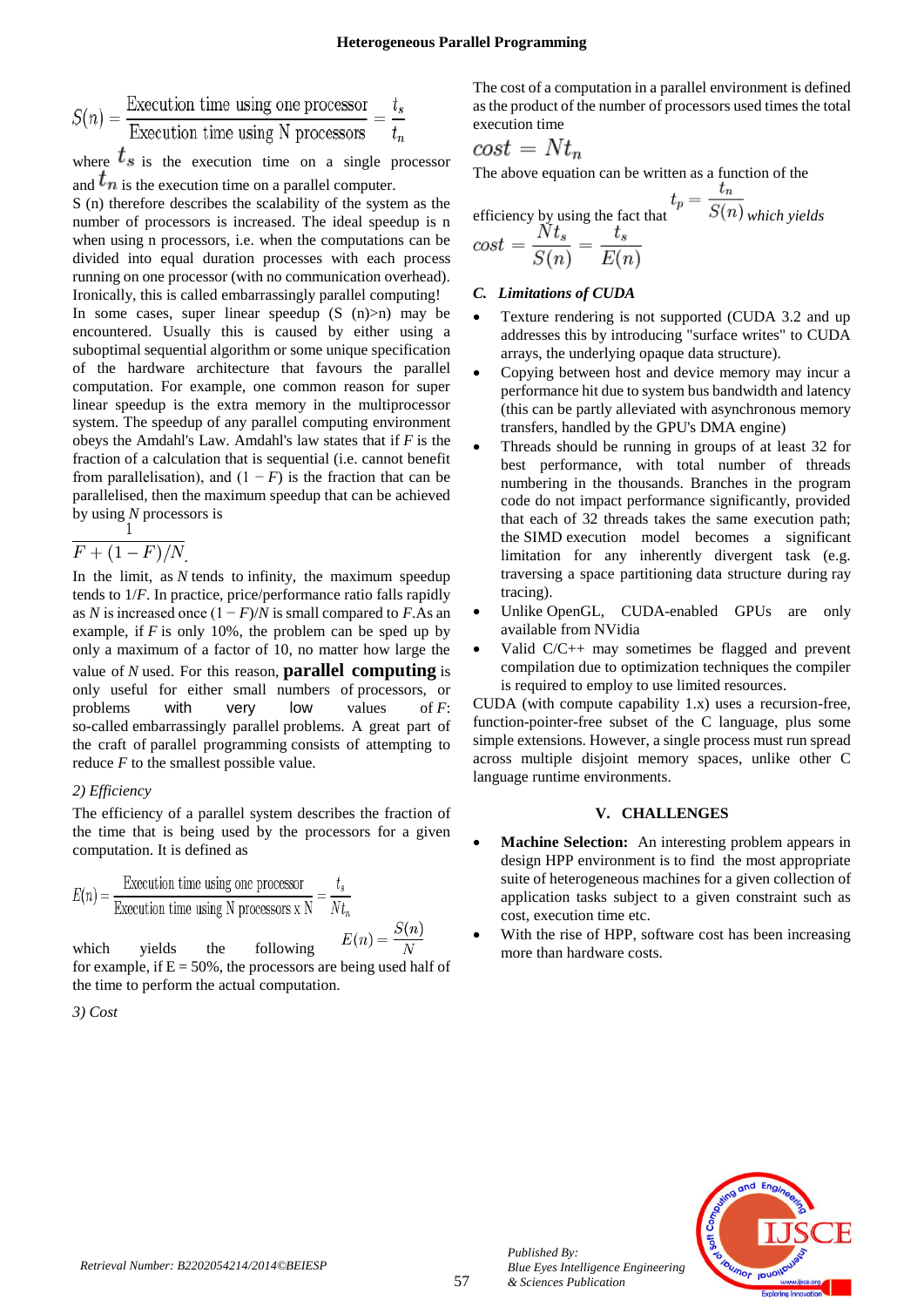$$S(n) = \frac{\text{Execution time using one processor}}{\text{Execution time using N processors}} = \frac{t_s}{t_n}$$

where $t_s$ is the execution time on a single processor and $t_n$ is the execution time on a parallel computer.

S (n) therefore describes the scalability of the system as the number of processors is increased. The ideal speedup is n when using n processors, i.e. when the computations can be divided into equal duration processes with each process running on one processor (with no communication overhead). Ironically, this is called embarrassingly parallel computing! In some cases, super linear speedup (S (n)>n) may be encountered. Usually this is caused by either using a suboptimal sequential algorithm or some unique specification of the hardware architecture that favours the parallel computation. For example, one common reason for super linear speedup is the extra memory in the multiprocessor system. The speedup of any parallel computing environment obeys the Amdahl's Law. Amdahl's law states that if $F$ is the fraction of a calculation that is sequential (i.e. cannot benefit from parallelisation), and $(1 - F)$ is the fraction that can be parallelised, then the maximum speedup that can be achieved by using $N$ processors is

$$\frac{1}{F + (1 - F)/N}.$$

In the limit, as $N$ tends to infinity, the maximum speedup tends to $1/F$. In practice, price/performance ratio falls rapidly as $N$ is increased once $(1 - F)/N$ is small compared to $F$. As an example, if $F$ is only 10%, the problem can be sped up by only a maximum of a factor of 10, no matter how large the value of $N$ used. For this reason, **parallel computing** is only useful for either small numbers of processors, or problems with very low values of $F$: so-called embarrassingly parallel problems. A great part of the craft of parallel programming consists of attempting to reduce $F$ to the smallest possible value.

*2) Efficiency*

The efficiency of a parallel system describes the fraction of the time that is being used by the processors for a given computation. It is defined as

$$E(n) = \frac{\text{Execution time using one processor}}{\text{Execution time using N processors x N}} = \frac{t_s}{Nt_n}$$

which yields the following $E(n) = \frac{S(n)}{N}$

for example, if E = 50%, the processors are being used half of the time to perform the actual computation.

*3) Cost*

The cost of a computation in a parallel environment is defined as the product of the number of processors used times the total execution time

$$cost = Nt_n$$

The above equation can be written as a function of the efficiency by using the fact that $t_p = \frac{t_n}{S(n)}$ which yields

$$cost = \frac{Nt_s}{S(n)} = \frac{t_s}{E(n)}$$

### *C. Limitations of CUDA*

- Texture rendering is not supported (CUDA 3.2 and up addresses this by introducing "surface writes" to CUDA arrays, the underlying opaque data structure).
- Copying between host and device memory may incur a performance hit due to system bus bandwidth and latency (this can be partly alleviated with asynchronous memory transfers, handled by the GPU's DMA engine)
- Threads should be running in groups of at least 32 for best performance, with total number of threads numbering in the thousands. Branches in the program code do not impact performance significantly, provided that each of 32 threads takes the same execution path; the SIMD execution model becomes a significant limitation for any inherently divergent task (e.g. traversing a space partitioning data structure during ray tracing).
- Unlike OpenGL, CUDA-enabled GPUs are only available from NVidia
- Valid C/C++ may sometimes be flagged and prevent compilation due to optimization techniques the compiler is required to employ to use limited resources.

CUDA (with compute capability 1.x) uses a recursion-free, function-pointer-free subset of the C language, plus some simple extensions. However, a single process must run spread across multiple disjoint memory spaces, unlike other C language runtime environments.

## V. CHALLENGES

- **Machine Selection:** An interesting problem appears in design HPP environment is to find the most appropriate suite of heterogeneous machines for a given collection of application tasks subject to a given constraint such as cost, execution time etc.
- With the rise of HPP, software cost has been increasing more than hardware costs.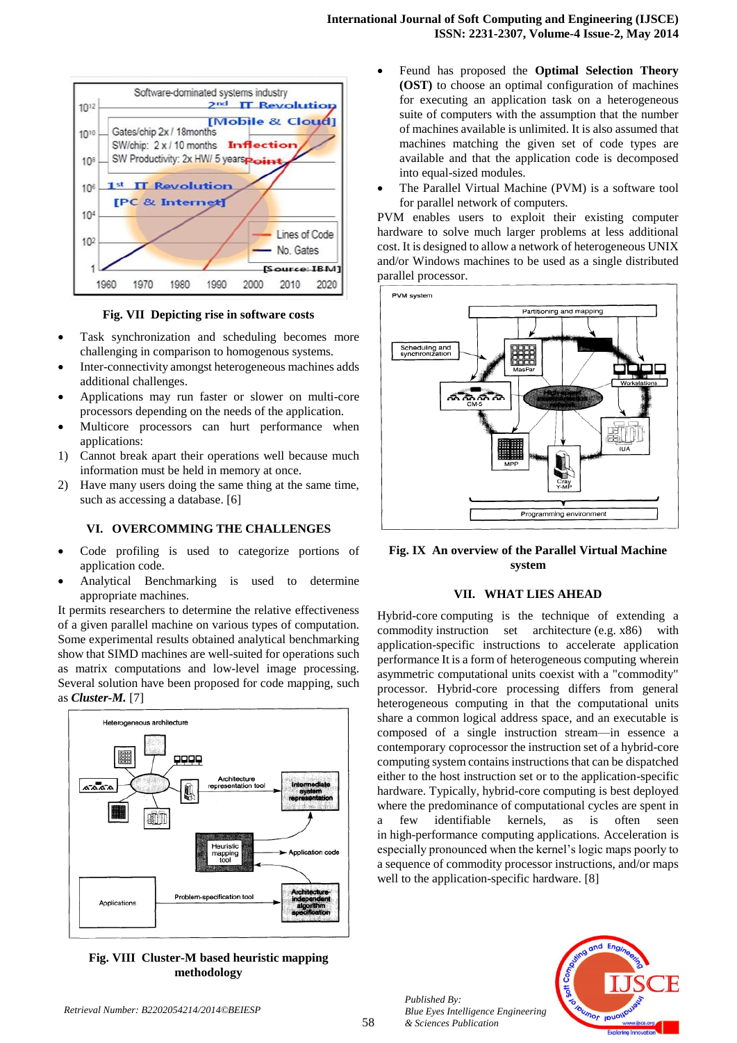Fig. VII Depicting rise in software costs

- Task synchronization and scheduling becomes more challenging in comparison to homogenous systems.
- Inter-connectivity amongst heterogeneous machines adds additional challenges.
- Applications may run faster or slower on multi-core processors depending on the needs of the application.
- Multicore processors can hurt performance when applications:

1) Cannot break apart their operations well because much information must be held in memory at once.
2) Have many users doing the same thing at the same time, such as accessing a database. [6]

## VI. OVERCOMMING THE CHALLENGES

- Code profiling is used to categorize portions of application code.
- Analytical Benchmarking is used to determine appropriate machines.

It permits researchers to determine the relative effectiveness of a given parallel machine on various types of computation. Some experimental results obtained analytical benchmarking show that SIMD machines are well-suited for operations such as matrix computations and low-level image processing. Several solution have been proposed for code mapping, such as ***Cluster-M.*** [7]

Fig. VIII Cluster-M based heuristic mapping methodology

- Feund has proposed the **Optimal Selection Theory (OST)** to choose an optimal configuration of machines for executing an application task on a heterogeneous suite of computers with the assumption that the number of machines available is unlimited. It is also assumed that machines matching the given set of code types are available and that the application code is decomposed into equal-sized modules.
- The Parallel Virtual Machine (PVM) is a software tool for parallel network of computers.

PVM enables users to exploit their existing computer hardware to solve much larger problems at less additional cost. It is designed to allow a network of heterogeneous UNIX and/or Windows machines to be used as a single distributed parallel processor.

Fig. IX An overview of the Parallel Virtual Machine system

## VII. WHAT LIES AHEAD

Hybrid-core computing is the technique of extending a commodity instruction set architecture (e.g. x86) with application-specific instructions to accelerate application performance It is a form of heterogeneous computing wherein asymmetric computational units coexist with a "commodity" processor. Hybrid-core processing differs from general heterogeneous computing in that the computational units share a common logical address space, and an executable is composed of a single instruction stream—in essence a contemporary coprocessor the instruction set of a hybrid-core computing system contains instructions that can be dispatched either to the host instruction set or to the application-specific hardware. Typically, hybrid-core computing is best deployed where the predominance of computational cycles are spent in a few identifiable kernels, as is often seen in high-performance computing applications. Acceleration is especially pronounced when the kernel's logic maps poorly to a sequence of commodity processor instructions, and/or maps well to the application-specific hardware. [8]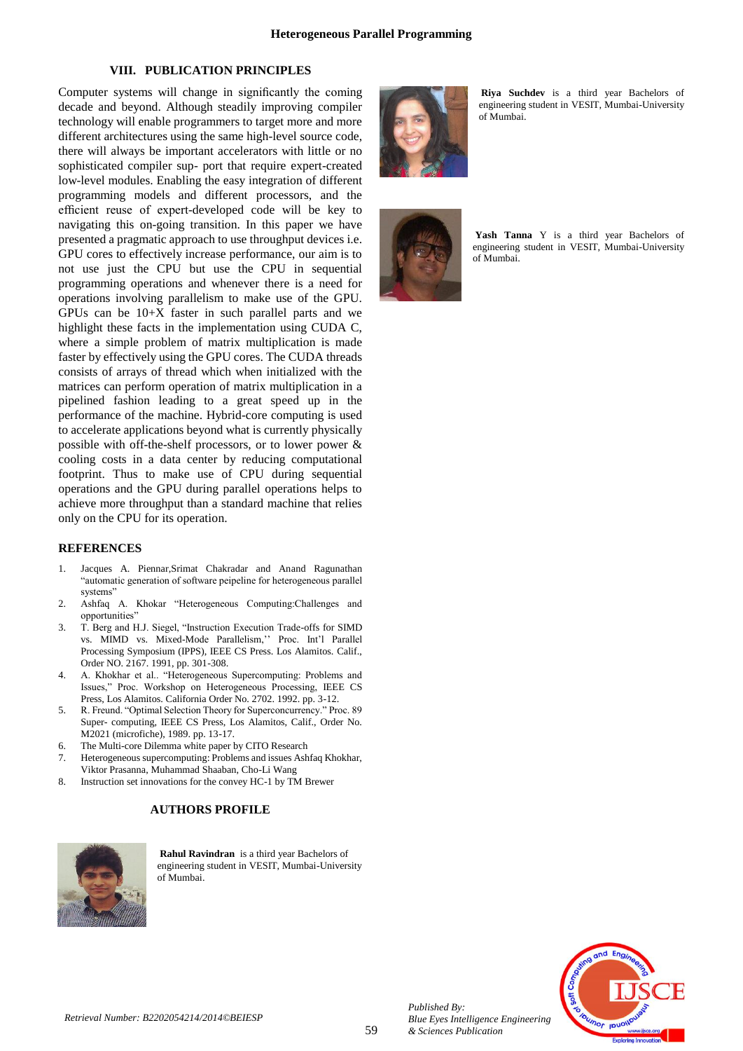## VIII. PUBLICATION PRINCIPLES

Computer systems will change in significantly the coming decade and beyond. Although steadily improving compiler technology will enable programmers to target more and more different architectures using the same high-level source code, there will always be important accelerators with little or no sophisticated compiler sup- port that require expert-created low-level modules. Enabling the easy integration of different programming models and different processors, and the efficient reuse of expert-developed code will be key to navigating this on-going transition. In this paper we have presented a pragmatic approach to use throughput devices i.e. GPU cores to effectively increase performance, our aim is to not use just the CPU but use the CPU in sequential programming operations and whenever there is a need for operations involving parallelism to make use of the GPU. GPUs can be 10+X faster in such parallel parts and we highlight these facts in the implementation using CUDA C, where a simple problem of matrix multiplication is made faster by effectively using the GPU cores. The CUDA threads consists of arrays of thread which when initialized with the matrices can perform operation of matrix multiplication in a pipelined fashion leading to a great speed up in the performance of the machine. Hybrid-core computing is used to accelerate applications beyond what is currently physically possible with off-the-shelf processors, or to lower power & cooling costs in a data center by reducing computational footprint. Thus to make use of CPU during sequential operations and the GPU during parallel operations helps to achieve more throughput than a standard machine that relies only on the CPU for its operation.

## REFERENCES

1. Jacques A. Piennar,Srimat Chakradar and Anand Ragunathan "automatic generation of software peipeline for heterogeneous parallel systems"
2. Ashfaq A. Khokar "Heterogeneous Computing:Challenges and opportunities"
3. T. Berg and H.J. Siegel, "Instruction Execution Trade-offs for SIMD vs. MIMD vs. Mixed-Mode Parallelism,'' Proc. Int'l Parallel Processing Symposium (IPPS), IEEE CS Press. Los Alamitos. Calif., Order NO. 2167. 1991, pp. 301-308.
4. A. Khokhar et al.. "Heterogeneous Supercomputing: Problems and Issues," Proc. Workshop on Heterogeneous Processing, IEEE CS Press, Los Alamitos. California Order No. 2702. 1992. pp. 3-12.
5. R. Freund. "Optimal Selection Theory for Superconcurrency." Proc. 89 Super- computing, IEEE CS Press, Los Alamitos, Calif., Order No. M2021 (microfiche), 1989. pp. 13-17.
6. The Multi-core Dilemma white paper by CITO Research
7. Heterogeneous supercomputing: Problems and issues Ashfaq Khokhar, Viktor Prasanna, Muhammad Shaaban, Cho-Li Wang
8. Instruction set innovations for the convey HC-1 by TM Brewer

## AUTHORS PROFILE

**Rahul Ravindran** is a third year Bachelors of engineering student in VESIT, Mumbai-University of Mumbai.

**Riya Suchdev** is a third year Bachelors of engineering student in VESIT, Mumbai-University of Mumbai.

**Yash Tanna** Y is a third year Bachelors of engineering student in VESIT, Mumbai-University of Mumbai.